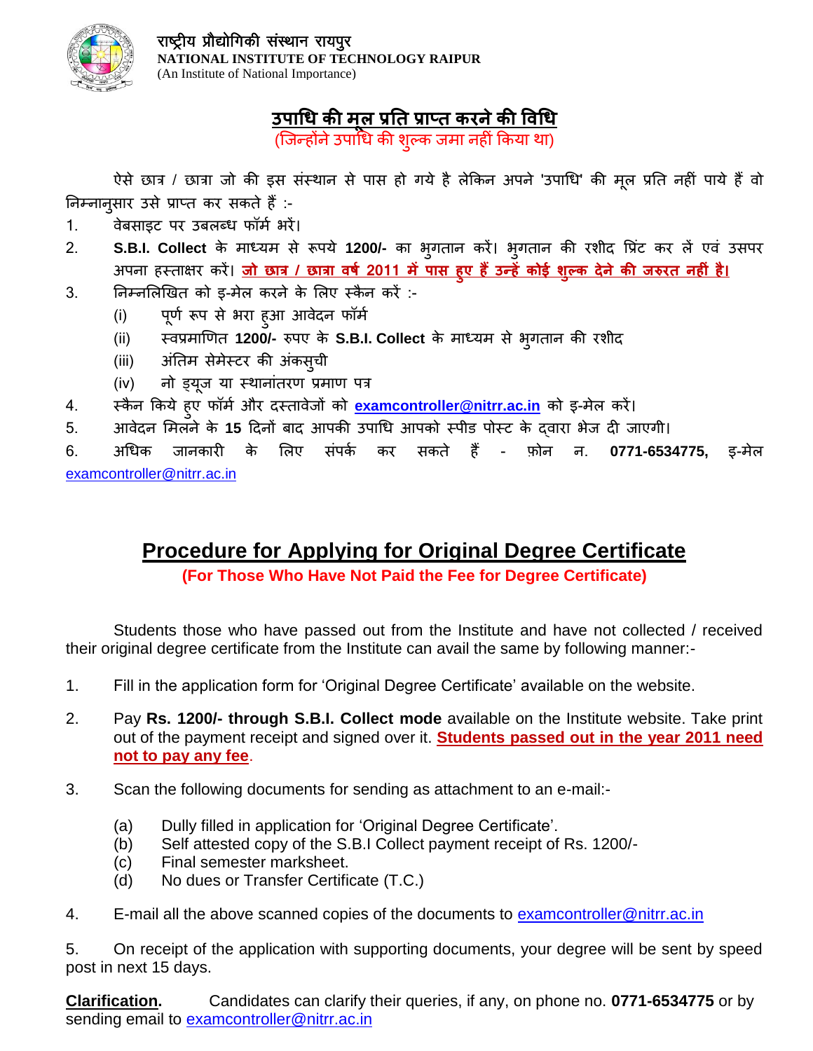राष्ट्रीय प्रौद्योगिकी संस्थान रायपुर
**NATIONAL INSTITUTE OF TECHNOLOGY RAIPUR**
(An Institute of National Importance)

# उपाधि की मूल प्रति प्राप्त करने की विधि

(जिन्होंने उपाधि की शुल्क जमा नहीं किया था)

ऐसे छात्र / छात्रा जो की इस संस्थान से पास हो गये है लेकिन अपने 'उपाधि' की मूल प्रति नहीं पाये हैं वो निम्नानुसार उसे प्राप्त कर सकते हैं :-

1. वेबसाइट पर उबलब्ध फॉर्म भरें।
2. **S.B.I. Collect** के माध्यम से रूपये **1200/-** का भुगतान करें। भुगतान की रशीद प्रिंट कर लें एवं उसपर अपना हस्ताक्षर करें। **जो छात्र / छात्रा वर्ष 2011 में पास हुए हैं उन्हें कोई शुल्क देने की जरुरत नहीं है।**
3. निम्नलिखित को इ-मेल करने के लिए स्कैन करें :-
   - (i) पूर्ण रूप से भरा हुआ आवेदन फॉर्म
   - (ii) स्वप्रमाणित **1200/-** रुपए के **S.B.I. Collect** के माध्यम से भुगतान की रशीद
   - (iii) अंतिम सेमेस्टर की अंकसुची
   - (iv) नो ड्यूज या स्थानांतरण प्रमाण पत्र
4. स्कैन किये हुए फॉर्म और दस्तावेजों को **examcontroller@nitrr.ac.in** को इ-मेल करें।
5. आवेदन मिलने के **15** दिनों बाद आपकी उपाधि आपको स्पीड पोस्ट के द्वारा भेज दी जाएगी।
6. अधिक जानकारी के लिए संपर्क कर सकते हैं - फ़ोन न. **0771-6534775,** इ-मेल examcontroller@nitrr.ac.in

# Procedure for Applying for Original Degree Certificate

**(For Those Who Have Not Paid the Fee for Degree Certificate)**

Students those who have passed out from the Institute and have not collected / received their original degree certificate from the Institute can avail the same by following manner:-

1. Fill in the application form for 'Original Degree Certificate' available on the website.

2. Pay **Rs. 1200/- through S.B.I. Collect mode** available on the Institute website. Take print out of the payment receipt and signed over it. **Students passed out in the year 2011 need not to pay any fee**.

3. Scan the following documents for sending as attachment to an e-mail:-
   - (a) Dully filled in application for 'Original Degree Certificate'.
   - (b) Self attested copy of the S.B.I Collect payment receipt of Rs. 1200/-
   - (c) Final semester marksheet.
   - (d) No dues or Transfer Certificate (T.C.)

4. E-mail all the above scanned copies of the documents to examcontroller@nitrr.ac.in

5. On receipt of the application with supporting documents, your degree will be sent by speed post in next 15 days.

**Clarification.** Candidates can clarify their queries, if any, on phone no. **0771-6534775** or by sending email to examcontroller@nitrr.ac.in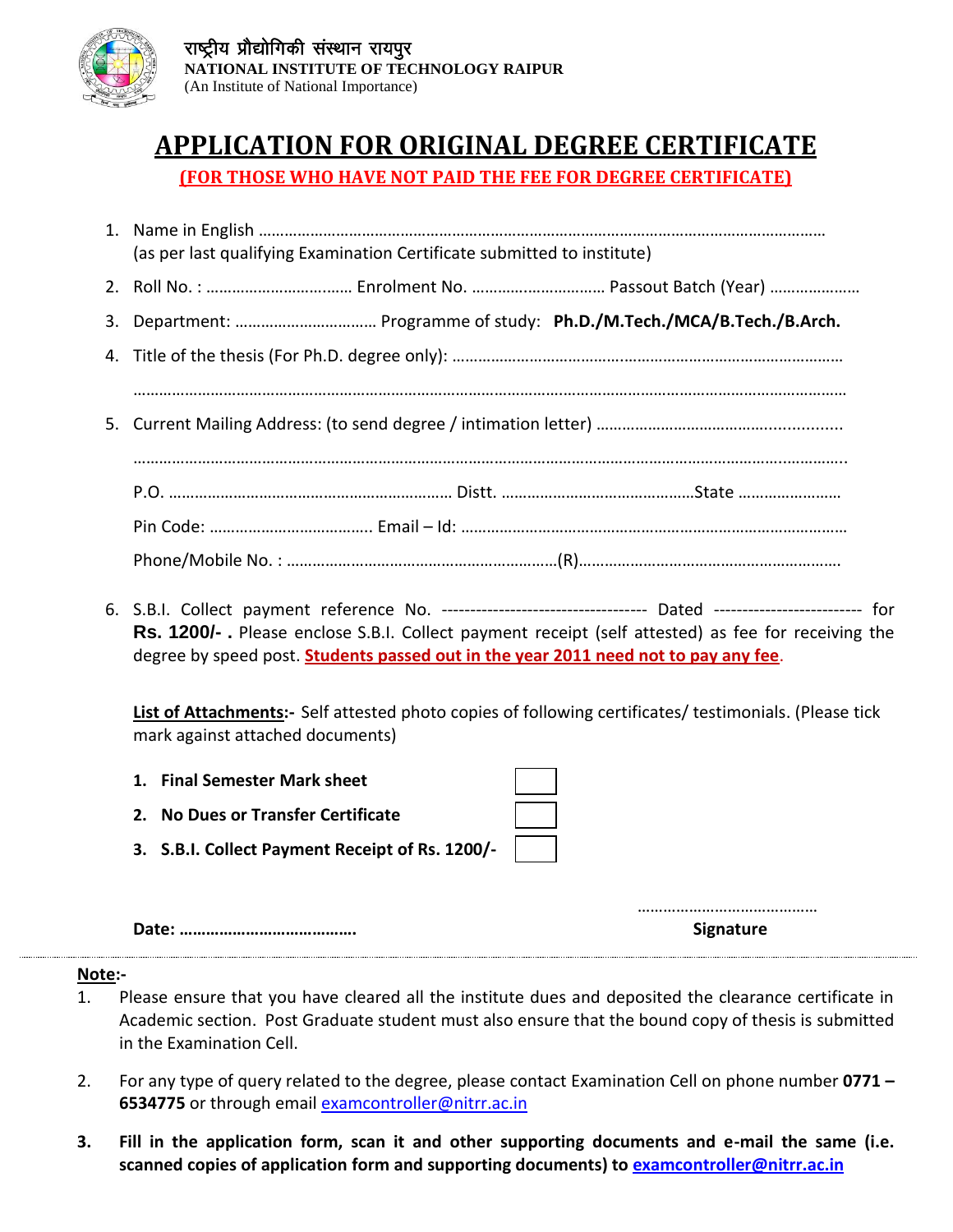राष्ट्रीय प्रौद्योगिकी संस्थान रायपुर
**NATIONAL INSTITUTE OF TECHNOLOGY RAIPUR**
(An Institute of National Importance)

# APPLICATION FOR ORIGINAL DEGREE CERTIFICATE

**(FOR THOSE WHO HAVE NOT PAID THE FEE FOR DEGREE CERTIFICATE)**

1. Name in English ……………………………………………………………………………………………………………………
   (as per last qualifying Examination Certificate submitted to institute)
2. Roll No. : …………………………… Enrolment No. ………………………… Passout Batch (Year) …………………
3. Department: …………………………… Programme of study: **Ph.D./M.Tech./MCA/B.Tech./B.Arch.**
4. Title of the thesis (For Ph.D. degree only): ………………………………………………………………………………
   ……………………………………………………………………………………………………………………………………………
5. Current Mailing Address: (to send degree / intimation letter) ……………………………………............
   ……………………………………………………………………………………………………………………………………………..
   P.O. ………………………………………………………… Distt. ………………………………………State ……………………
   Pin Code: ………………………………. Email – Id: ………………………………………………………………………………
   Phone/Mobile No. : ………………………………………………………(R)……………………………………………………
6. S.B.I. Collect payment reference No. ----------------------------------- Dated ------------------------- for **Rs. 1200/- .** Please enclose S.B.I. Collect payment receipt (self attested) as fee for receiving the degree by speed post. **Students passed out in the year 2011 need not to pay any fee**.

**List of Attachments:-** Self attested photo copies of following certificates/ testimonials. (Please tick mark against attached documents)

1. **Final Semester Mark sheet** ☐
2. **No Dues or Transfer Certificate** ☐
3. **S.B.I. Collect Payment Receipt of Rs. 1200/-** ☐

**Date: …………………………………** ……………………………………
**Signature**

**Note:-**

1. Please ensure that you have cleared all the institute dues and deposited the clearance certificate in Academic section. Post Graduate student must also ensure that the bound copy of thesis is submitted in the Examination Cell.
2. For any type of query related to the degree, please contact Examination Cell on phone number **0771 – 6534775** or through email examcontroller@nitrr.ac.in
3. **Fill in the application form, scan it and other supporting documents and e-mail the same (i.e. scanned copies of application form and supporting documents) to examcontroller@nitrr.ac.in**